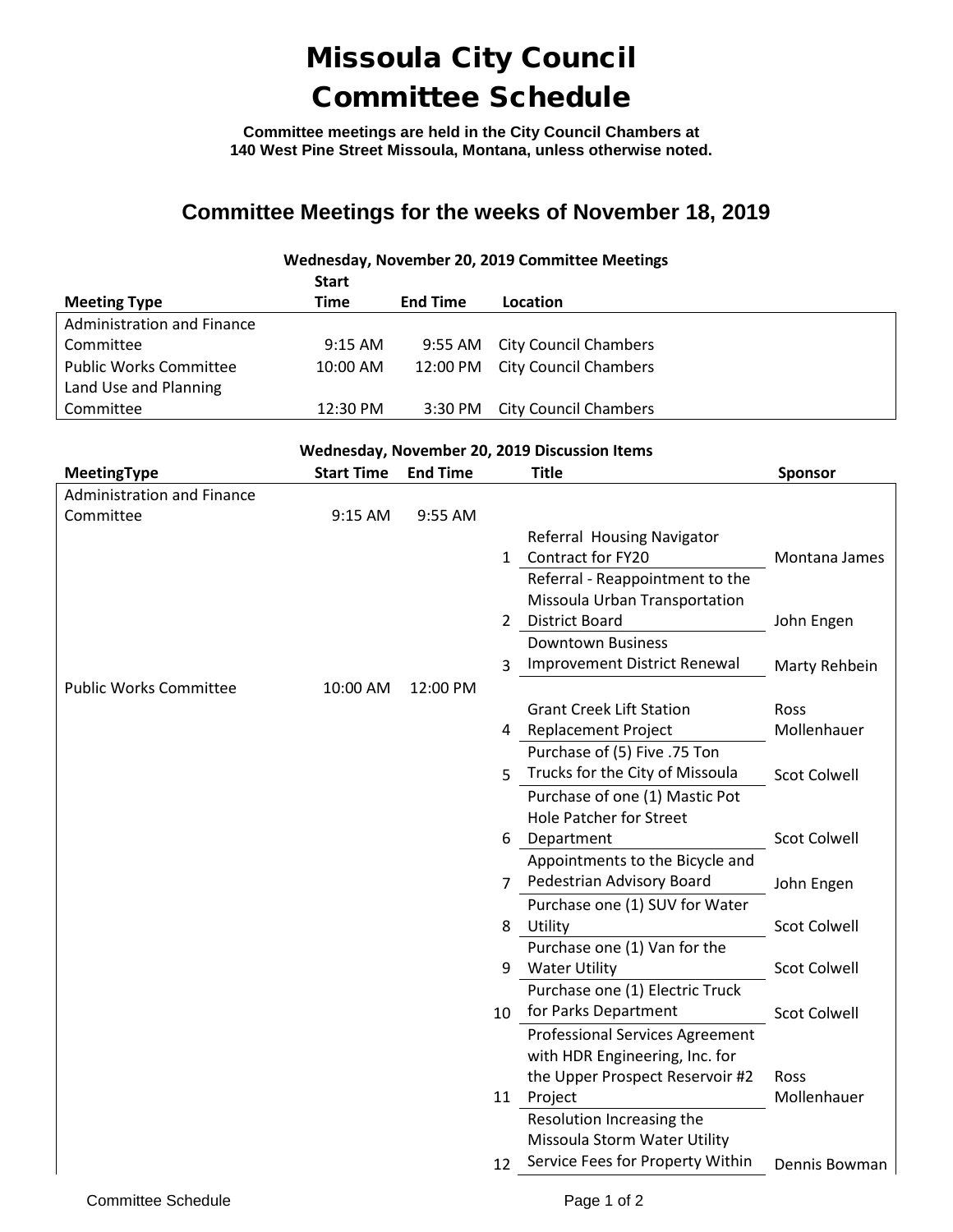# Missoula City Council
# Committee Schedule

**Committee meetings are held in the City Council Chambers at 140 West Pine Street Missoula, Montana, unless otherwise noted.**

## Committee Meetings for the weeks of November 18, 2019

**Wednesday, November 20, 2019 Committee Meetings**

| Meeting Type | Start Time | End Time | Location |
|---|---|---|---|
| Administration and Finance Committee | 9:15 AM | 9:55 AM | City Council Chambers |
| Public Works Committee | 10:00 AM | 12:00 PM | City Council Chambers |
| Land Use and Planning Committee | 12:30 PM | 3:30 PM | City Council Chambers |

**Wednesday, November 20, 2019 Discussion Items**

| MeetingType | Start Time | End Time | | Title | Sponsor |
|---|---|---|---|---|---|
| Administration and Finance Committee | 9:15 AM | 9:55 AM | | | |
| | | | 1 | Referral Housing Navigator Contract for FY20 | Montana James |
| | | | 2 | Referral - Reappointment to the Missoula Urban Transportation District Board | John Engen |
| | | | 3 | Downtown Business Improvement District Renewal | Marty Rehbein |
| Public Works Committee | 10:00 AM | 12:00 PM | | | |
| | | | 4 | Grant Creek Lift Station Replacement Project | Ross Mollenhauer |
| | | | 5 | Purchase of (5) Five .75 Ton Trucks for the City of Missoula | Scot Colwell |
| | | | 6 | Purchase of one (1) Mastic Pot Hole Patcher for Street Department | Scot Colwell |
| | | | 7 | Appointments to the Bicycle and Pedestrian Advisory Board | John Engen |
| | | | 8 | Purchase one (1) SUV for Water Utility | Scot Colwell |
| | | | 9 | Purchase one (1) Van for the Water Utility | Scot Colwell |
| | | | 10 | Purchase one (1) Electric Truck for Parks Department | Scot Colwell |
| | | | 11 | Professional Services Agreement with HDR Engineering, Inc. for the Upper Prospect Reservoir #2 Project | Ross Mollenhauer |
| | | | 12 | Resolution Increasing the Missoula Storm Water Utility Service Fees for Property Within | Dennis Bowman |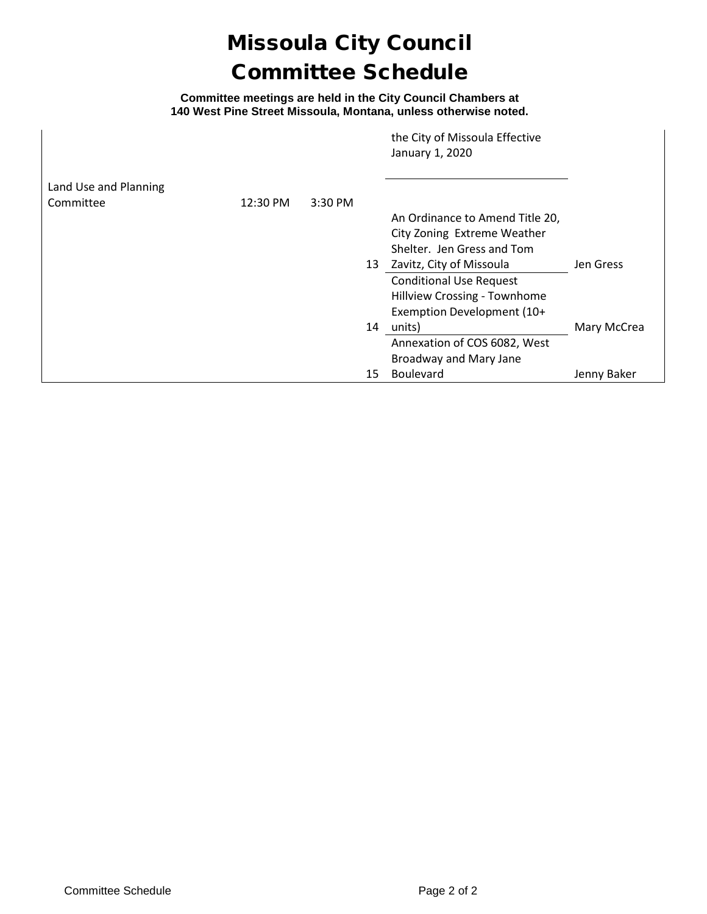# Missoula City Council Committee Schedule

**Committee meetings are held in the City Council Chambers at 140 West Pine Street Missoula, Montana, unless otherwise noted.**

| | | | | | |
|---|---|---|---|---|---|
| | | | | the City of Missoula Effective January 1, 2020 | |
| Land Use and Planning Committee | 12:30 PM | 3:30 PM | | | |
| | | | 13 | An Ordinance to Amend Title 20, City Zoning Extreme Weather Shelter. Jen Gress and Tom Zavitz, City of Missoula | Jen Gress |
| | | | 14 | Conditional Use Request Hillview Crossing - Townhome Exemption Development (10+ units) | Mary McCrea |
| | | | 15 | Annexation of COS 6082, West Broadway and Mary Jane Boulevard | Jenny Baker |